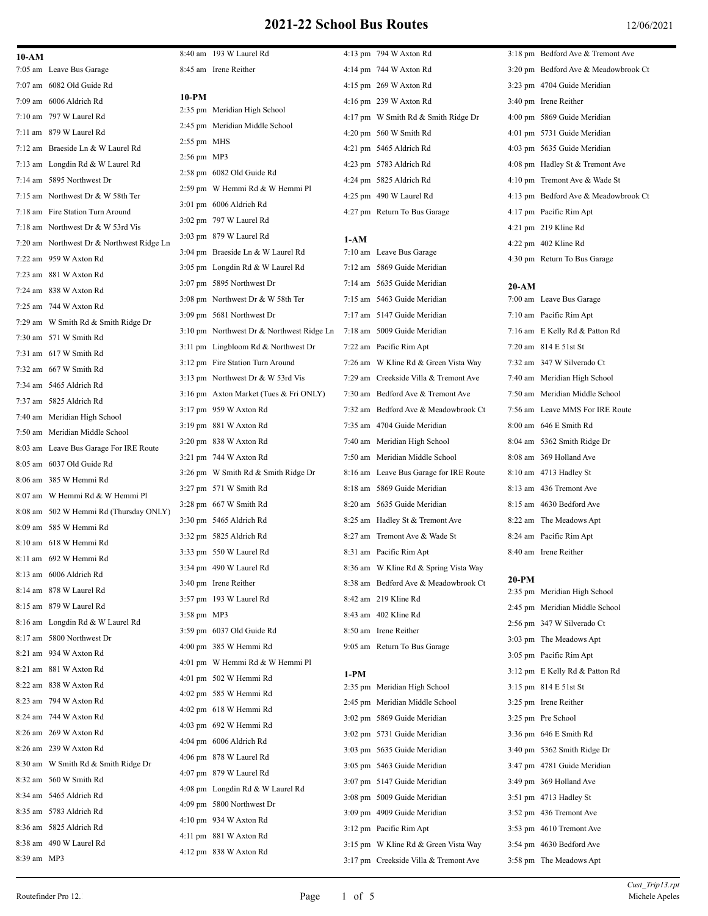# 2021-22 School Bus Routes

12/06/2021

## 10-AM

7:05 am Leave Bus Garage
7:07 am 6082 Old Guide Rd
7:09 am 6006 Aldrich Rd
7:10 am 797 W Laurel Rd
7:11 am 879 W Laurel Rd
7:12 am Braeside Ln & W Laurel Rd
7:13 am Longdin Rd & W Laurel Rd
7:14 am 5895 Northwest Dr
7:15 am Northwest Dr & W 58th Ter
7:18 am Fire Station Turn Around
7:18 am Northwest Dr & W 53rd Vis
7:20 am Northwest Dr & Northwest Ridge Ln
7:22 am 959 W Axton Rd
7:23 am 881 W Axton Rd
7:24 am 838 W Axton Rd
7:25 am 744 W Axton Rd
7:29 am W Smith Rd & Smith Ridge Dr
7:30 am 571 W Smith Rd
7:31 am 617 W Smith Rd
7:32 am 667 W Smith Rd
7:34 am 5465 Aldrich Rd
7:37 am 5825 Aldrich Rd
7:40 am Meridian High School
7:50 am Meridian Middle School
8:03 am Leave Bus Garage For IRE Route
8:05 am 6037 Old Guide Rd
8:06 am 385 W Hemmi Rd
8:07 am W Hemmi Rd & W Hemmi Pl
8:08 am 502 W Hemmi Rd (Thursday ONLY)
8:09 am 585 W Hemmi Rd
8:10 am 618 W Hemmi Rd
8:11 am 692 W Hemmi Rd
8:13 am 6006 Aldrich Rd
8:14 am 878 W Laurel Rd
8:15 am 879 W Laurel Rd
8:16 am Longdin Rd & W Laurel Rd
8:17 am 5800 Northwest Dr
8:21 am 934 W Axton Rd
8:21 am 881 W Axton Rd
8:22 am 838 W Axton Rd
8:23 am 794 W Axton Rd
8:24 am 744 W Axton Rd
8:26 am 269 W Axton Rd
8:26 am 239 W Axton Rd
8:30 am W Smith Rd & Smith Ridge Dr
8:32 am 560 W Smith Rd
8:34 am 5465 Aldrich Rd
8:35 am 5783 Aldrich Rd
8:36 am 5825 Aldrich Rd
8:38 am 490 W Laurel Rd
8:39 am MP3
8:40 am 193 W Laurel Rd
8:45 am Irene Reither

## 10-PM

2:35 pm Meridian High School
2:45 pm Meridian Middle School
2:55 pm MHS
2:56 pm MP3
2:58 pm 6082 Old Guide Rd
2:59 pm W Hemmi Rd & W Hemmi Pl
3:01 pm 6006 Aldrich Rd
3:02 pm 797 W Laurel Rd
3:03 pm 879 W Laurel Rd
3:04 pm Braeside Ln & W Laurel Rd
3:05 pm Longdin Rd & W Laurel Rd
3:07 pm 5895 Northwest Dr
3:08 pm Northwest Dr & W 58th Ter
3:09 pm 5681 Northwest Dr
3:10 pm Northwest Dr & Northwest Ridge Ln
3:11 pm Lingbloom Rd & Northwest Dr
3:12 pm Fire Station Turn Around
3:13 pm Northwest Dr & W 53rd Vis
3:16 pm Axton Market (Tues & Fri ONLY)
3:17 pm 959 W Axton Rd
3:19 pm 881 W Axton Rd
3:20 pm 838 W Axton Rd
3:21 pm 744 W Axton Rd
3:26 pm W Smith Rd & Smith Ridge Dr
3:27 pm 571 W Smith Rd
3:28 pm 667 W Smith Rd
3:30 pm 5465 Aldrich Rd
3:32 pm 5825 Aldrich Rd
3:33 pm 550 W Laurel Rd
3:34 pm 490 W Laurel Rd
3:40 pm Irene Reither
3:57 pm 193 W Laurel Rd
3:58 pm MP3
3:59 pm 6037 Old Guide Rd
4:00 pm 385 W Hemmi Rd
4:01 pm W Hemmi Rd & W Hemmi Pl
4:01 pm 502 W Hemmi Rd
4:02 pm 585 W Hemmi Rd
4:02 pm 618 W Hemmi Rd
4:03 pm 692 W Hemmi Rd
4:04 pm 6006 Aldrich Rd
4:06 pm 878 W Laurel Rd
4:07 pm 879 W Laurel Rd
4:08 pm Longdin Rd & W Laurel Rd
4:09 pm 5800 Northwest Dr
4:10 pm 934 W Axton Rd
4:11 pm 881 W Axton Rd
4:12 pm 838 W Axton Rd
4:13 pm 794 W Axton Rd
4:14 pm 744 W Axton Rd
4:15 pm 269 W Axton Rd
4:16 pm 239 W Axton Rd
4:17 pm W Smith Rd & Smith Ridge Dr
4:20 pm 560 W Smith Rd
4:21 pm 5465 Aldrich Rd
4:23 pm 5783 Aldrich Rd
4:24 pm 5825 Aldrich Rd
4:25 pm 490 W Laurel Rd
4:27 pm Return To Bus Garage

## 1-AM

7:10 am Leave Bus Garage
7:12 am 5869 Guide Meridian
7:14 am 5635 Guide Meridian
7:15 am 5463 Guide Meridian
7:17 am 5147 Guide Meridian
7:18 am 5009 Guide Meridian
7:22 am Pacific Rim Apt
7:26 am W Kline Rd & Green Vista Way
7:29 am Creekside Villa & Tremont Ave
7:30 am Bedford Ave & Tremont Ave
7:32 am Bedford Ave & Meadowbrook Ct
7:35 am 4704 Guide Meridian
7:40 am Meridian High School
7:50 am Meridian Middle School
8:16 am Leave Bus Garage for IRE Route
8:18 am 5869 Guide Meridian
8:20 am 5635 Guide Meridian
8:25 am Hadley St & Tremont Ave
8:27 am Tremont Ave & Wade St
8:31 am Pacific Rim Apt
8:36 am W Kline Rd & Spring Vista Way
8:38 am Bedford Ave & Meadowbrook Ct
8:42 am 219 Kline Rd
8:43 am 402 Kline Rd
8:50 am Irene Reither
9:05 am Return To Bus Garage

## 1-PM

2:35 pm Meridian High School
2:45 pm Meridian Middle School
3:02 pm 5869 Guide Meridian
3:02 pm 5731 Guide Meridian
3:03 pm 5635 Guide Meridian
3:05 pm 5463 Guide Meridian
3:07 pm 5147 Guide Meridian
3:08 pm 5009 Guide Meridian
3:09 pm 4909 Guide Meridian
3:12 pm Pacific Rim Apt
3:15 pm W Kline Rd & Green Vista Way
3:17 pm Creekside Villa & Tremont Ave
3:18 pm Bedford Ave & Tremont Ave
3:20 pm Bedford Ave & Meadowbrook Ct
3:23 pm 4704 Guide Meridian
3:40 pm Irene Reither
4:00 pm 5869 Guide Meridian
4:01 pm 5731 Guide Meridian
4:03 pm 5635 Guide Meridian
4:08 pm Hadley St & Tremont Ave
4:10 pm Tremont Ave & Wade St
4:13 pm Bedford Ave & Meadowbrook Ct
4:17 pm Pacific Rim Apt
4:21 pm 219 Kline Rd
4:22 pm 402 Kline Rd
4:30 pm Return To Bus Garage

## 20-AM

7:00 am Leave Bus Garage
7:10 am Pacific Rim Apt
7:16 am E Kelly Rd & Patton Rd
7:20 am 814 E 51st St
7:32 am 347 W Silverado Ct
7:40 am Meridian High School
7:50 am Meridian Middle School
7:56 am Leave MMS For IRE Route
8:00 am 646 E Smith Rd
8:04 am 5362 Smith Ridge Dr
8:08 am 369 Holland Ave
8:10 am 4713 Hadley St
8:13 am 436 Tremont Ave
8:15 am 4630 Bedford Ave
8:22 am The Meadows Apt
8:24 am Pacific Rim Apt
8:40 am Irene Reither

## 20-PM

2:35 pm Meridian High School
2:45 pm Meridian Middle School
2:56 pm 347 W Silverado Ct
3:03 pm The Meadows Apt
3:05 pm Pacific Rim Apt
3:12 pm E Kelly Rd & Patton Rd
3:15 pm 814 E 51st St
3:25 pm Irene Reither
3:25 pm Pre School
3:36 pm 646 E Smith Rd
3:40 pm 5362 Smith Ridge Dr
3:47 pm 4781 Guide Meridian
3:49 pm 369 Holland Ave
3:51 pm 4713 Hadley St
3:52 pm 436 Tremont Ave
3:53 pm 4610 Tremont Ave
3:54 pm 4630 Bedford Ave
3:58 pm The Meadows Apt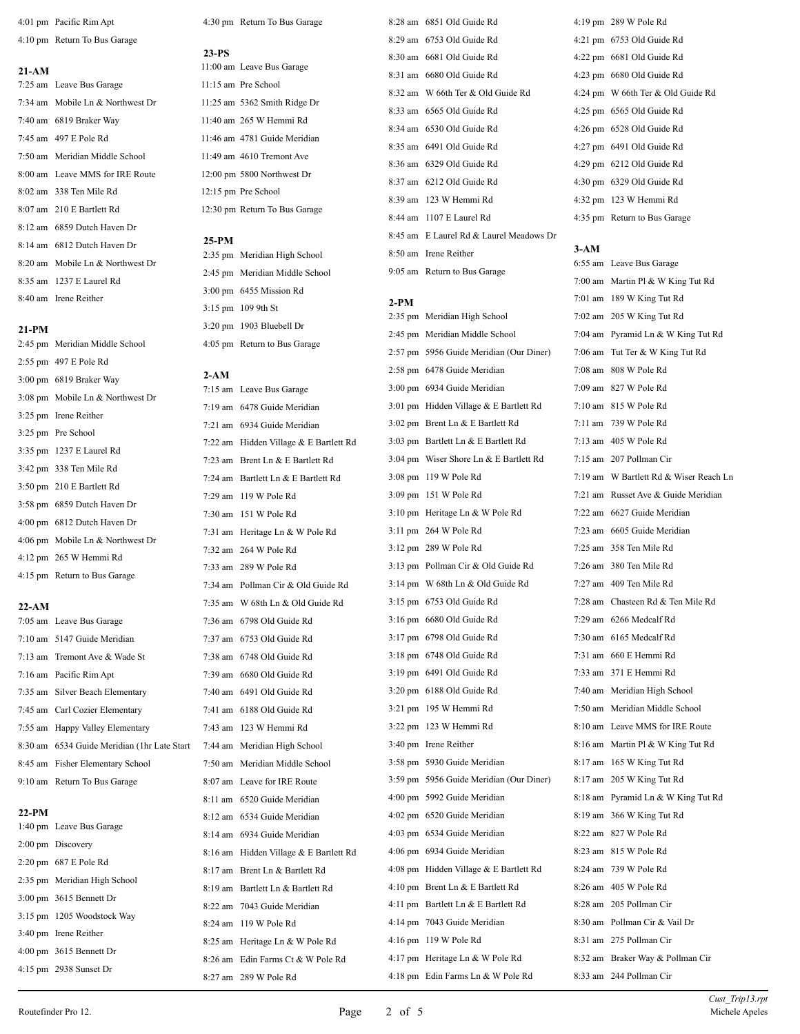4:01 pm Pacific Rim Apt
4:10 pm Return To Bus Garage

### 21-AM

7:25 am Leave Bus Garage
7:34 am Mobile Ln & Northwest Dr
7:40 am 6819 Braker Way
7:45 am 497 E Pole Rd
7:50 am Meridian Middle School
8:00 am Leave MMS for IRE Route
8:02 am 338 Ten Mile Rd
8:07 am 210 E Bartlett Rd
8:12 am 6859 Dutch Haven Dr
8:14 am 6812 Dutch Haven Dr
8:20 am Mobile Ln & Northwest Dr
8:35 am 1237 E Laurel Rd
8:40 am Irene Reither

### 21-PM

2:45 pm Meridian Middle School
2:55 pm 497 E Pole Rd
3:00 pm 6819 Braker Way
3:08 pm Mobile Ln & Northwest Dr
3:25 pm Irene Reither
3:25 pm Pre School
3:35 pm 1237 E Laurel Rd
3:42 pm 338 Ten Mile Rd
3:50 pm 210 E Bartlett Rd
3:58 pm 6859 Dutch Haven Dr
4:00 pm 6812 Dutch Haven Dr
4:06 pm Mobile Ln & Northwest Dr
4:12 pm 265 W Hemmi Rd
4:15 pm Return to Bus Garage

### 22-AM

7:05 am Leave Bus Garage
7:10 am 5147 Guide Meridian
7:13 am Tremont Ave & Wade St
7:16 am Pacific Rim Apt
7:35 am Silver Beach Elementary
7:45 am Carl Cozier Elementary
7:55 am Happy Valley Elementary
8:30 am 6534 Guide Meridian (1hr Late Start
8:45 am Fisher Elementary School
9:10 am Return To Bus Garage

### 22-PM

1:40 pm Leave Bus Garage
2:00 pm Discovery
2:20 pm 687 E Pole Rd
2:35 pm Meridian High School
3:00 pm 3615 Bennett Dr
3:15 pm 1205 Woodstock Way
3:40 pm Irene Reither
4:00 pm 3615 Bennett Dr
4:15 pm 2938 Sunset Dr
4:30 pm Return To Bus Garage

### 23-PS

11:00 am Leave Bus Garage
11:15 am Pre School
11:25 am 5362 Smith Ridge Dr
11:40 am 265 W Hemmi Rd
11:46 am 4781 Guide Meridian
11:49 am 4610 Tremont Ave
12:00 pm 5800 Northwest Dr
12:15 pm Pre School
12:30 pm Return To Bus Garage

### 25-PM

2:35 pm Meridian High School
2:45 pm Meridian Middle School
3:00 pm 6455 Mission Rd
3:15 pm 109 9th St
3:20 pm 1903 Bluebell Dr
4:05 pm Return to Bus Garage

### 2-AM

7:15 am Leave Bus Garage
7:19 am 6478 Guide Meridian
7:21 am 6934 Guide Meridian
7:22 am Hidden Village & E Bartlett Rd
7:23 am Brent Ln & E Bartlett Rd
7:24 am Bartlett Ln & E Bartlett Rd
7:29 am 119 W Pole Rd
7:30 am 151 W Pole Rd
7:31 am Heritage Ln & W Pole Rd
7:32 am 264 W Pole Rd
7:33 am 289 W Pole Rd
7:34 am Pollman Cir & Old Guide Rd
7:35 am W 68th Ln & Old Guide Rd
7:36 am 6798 Old Guide Rd
7:37 am 6753 Old Guide Rd
7:38 am 6748 Old Guide Rd
7:39 am 6680 Old Guide Rd
7:40 am 6491 Old Guide Rd
7:41 am 6188 Old Guide Rd
7:43 am 123 W Hemmi Rd
7:44 am Meridian High School
7:50 am Meridian Middle School
8:07 am Leave for IRE Route
8:11 am 6520 Guide Meridian
8:12 am 6534 Guide Meridian
8:14 am 6934 Guide Meridian
8:16 am Hidden Village & E Bartlett Rd
8:17 am Brent Ln & Bartlett Rd
8:19 am Bartlett Ln & Bartlett Rd
8:22 am 7043 Guide Meridian
8:24 am 119 W Pole Rd
8:25 am Heritage Ln & W Pole Rd
8:26 am Edin Farms Ct & W Pole Rd
8:27 am 289 W Pole Rd
8:28 am 6851 Old Guide Rd
8:29 am 6753 Old Guide Rd
8:30 am 6681 Old Guide Rd
8:31 am 6680 Old Guide Rd
8:32 am W 66th Ter & Old Guide Rd
8:33 am 6565 Old Guide Rd
8:34 am 6530 Old Guide Rd
8:35 am 6491 Old Guide Rd
8:36 am 6329 Old Guide Rd
8:37 am 6212 Old Guide Rd
8:39 am 123 W Hemmi Rd
8:44 am 1107 E Laurel Rd
8:45 am E Laurel Rd & Laurel Meadows Dr
8:50 am Irene Reither
9:05 am Return to Bus Garage

### 2-PM

2:35 pm Meridian High School
2:45 pm Meridian Middle School
2:57 pm 5956 Guide Meridian (Our Diner)
2:58 pm 6478 Guide Meridian
3:00 pm 6934 Guide Meridian
3:01 pm Hidden Village & E Bartlett Rd
3:02 pm Brent Ln & E Bartlett Rd
3:03 pm Bartlett Ln & E Bartlett Rd
3:04 pm Wiser Shore Ln & E Bartlett Rd
3:08 pm 119 W Pole Rd
3:09 pm 151 W Pole Rd
3:10 pm Heritage Ln & W Pole Rd
3:11 pm 264 W Pole Rd
3:12 pm 289 W Pole Rd
3:13 pm Pollman Cir & Old Guide Rd
3:14 pm W 68th Ln & Old Guide Rd
3:15 pm 6753 Old Guide Rd
3:16 pm 6680 Old Guide Rd
3:17 pm 6798 Old Guide Rd
3:18 pm 6748 Old Guide Rd
3:19 pm 6491 Old Guide Rd
3:20 pm 6188 Old Guide Rd
3:21 pm 195 W Hemmi Rd
3:22 pm 123 W Hemmi Rd
3:40 pm Irene Reither
3:58 pm 5930 Guide Meridian
3:59 pm 5956 Guide Meridian (Our Diner)
4:00 pm 5992 Guide Meridian
4:02 pm 6520 Guide Meridian
4:03 pm 6534 Guide Meridian
4:06 pm 6934 Guide Meridian
4:08 pm Hidden Village & E Bartlett Rd
4:10 pm Brent Ln & E Bartlett Rd
4:11 pm Bartlett Ln & E Bartlett Rd
4:14 pm 7043 Guide Meridian
4:16 pm 119 W Pole Rd
4:17 pm Heritage Ln & W Pole Rd
4:18 pm Edin Farms Ln & W Pole Rd
4:19 pm 289 W Pole Rd
4:21 pm 6753 Old Guide Rd
4:22 pm 6681 Old Guide Rd
4:23 pm 6680 Old Guide Rd
4:24 pm W 66th Ter & Old Guide Rd
4:25 pm 6565 Old Guide Rd
4:26 pm 6528 Old Guide Rd
4:27 pm 6491 Old Guide Rd
4:29 pm 6212 Old Guide Rd
4:30 pm 6329 Old Guide Rd
4:32 pm 123 W Hemmi Rd
4:35 pm Return to Bus Garage

### 3-AM

6:55 am Leave Bus Garage
7:00 am Martin Pl & W King Tut Rd
7:01 am 189 W King Tut Rd
7:02 am 205 W King Tut Rd
7:04 am Pyramid Ln & W King Tut Rd
7:06 am Tut Ter & W King Tut Rd
7:08 am 808 W Pole Rd
7:09 am 827 W Pole Rd
7:10 am 815 W Pole Rd
7:11 am 739 W Pole Rd
7:13 am 405 W Pole Rd
7:15 am 207 Pollman Cir
7:19 am W Bartlett Rd & Wiser Reach Ln
7:21 am Russet Ave & Guide Meridian
7:22 am 6627 Guide Meridian
7:23 am 6605 Guide Meridian
7:25 am 358 Ten Mile Rd
7:26 am 380 Ten Mile Rd
7:27 am 409 Ten Mile Rd
7:28 am Chasteen Rd & Ten Mile Rd
7:29 am 6266 Medcalf Rd
7:30 am 6165 Medcalf Rd
7:31 am 660 E Hemmi Rd
7:33 am 371 E Hemmi Rd
7:40 am Meridian High School
7:50 am Meridian Middle School
8:10 am Leave MMS for IRE Route
8:16 am Martin Pl & W King Tut Rd
8:17 am 165 W King Tut Rd
8:17 am 205 W King Tut Rd
8:18 am Pyramid Ln & W King Tut Rd
8:19 am 366 W King Tut Rd
8:22 am 827 W Pole Rd
8:23 am 815 W Pole Rd
8:24 am 739 W Pole Rd
8:26 am 405 W Pole Rd
8:28 am 205 Pollman Cir
8:30 am Pollman Cir & Vail Dr
8:31 am 275 Pollman Cir
8:32 am Braker Way & Pollman Cir
8:33 am 244 Pollman Cir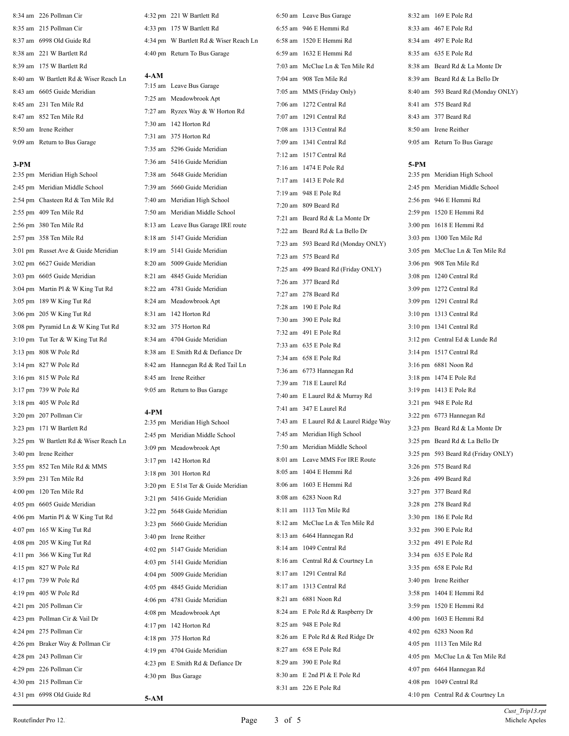8:34 am 226 Pollman Cir
8:35 am 215 Pollman Cir
8:37 am 6998 Old Guide Rd
8:38 am 221 W Bartlett Rd
8:39 am 175 W Bartlett Rd
8:40 am W Bartlett Rd & Wiser Reach Ln
8:43 am 6605 Guide Meridian
8:45 am 231 Ten Mile Rd
8:47 am 852 Ten Mile Rd
8:50 am Irene Reither
9:09 am Return to Bus Garage

**3-PM**

2:35 pm Meridian High School
2:45 pm Meridian Middle School
2:54 pm Chasteen Rd & Ten Mile Rd
2:55 pm 409 Ten Mile Rd
2:56 pm 380 Ten Mile Rd
2:57 pm 358 Ten Mile Rd
3:01 pm Russet Ave & Guide Meridian
3:02 pm 6627 Guide Meridian
3:03 pm 6605 Guide Meridian
3:04 pm Martin Pl & W King Tut Rd
3:05 pm 189 W King Tut Rd
3:06 pm 205 W King Tut Rd
3:08 pm Pyramid Ln & W King Tut Rd
3:10 pm Tut Ter & W King Tut Rd
3:13 pm 808 W Pole Rd
3:14 pm 827 W Pole Rd
3:16 pm 815 W Pole Rd
3:17 pm 739 W Pole Rd
3:18 pm 405 W Pole Rd
3:20 pm 207 Pollman Cir
3:23 pm 171 W Bartlett Rd
3:25 pm W Bartlett Rd & Wiser Reach Ln
3:40 pm Irene Reither
3:55 pm 852 Ten Mile Rd & MMS
3:59 pm 231 Ten Mile Rd
4:00 pm 120 Ten Mile Rd
4:05 pm 6605 Guide Meridian
4:06 pm Martin Pl & W King Tut Rd
4:07 pm 165 W King Tut Rd
4:08 pm 205 W King Tut Rd
4:11 pm 366 W King Tut Rd
4:15 pm 827 W Pole Rd
4:17 pm 739 W Pole Rd
4:19 pm 405 W Pole Rd
4:21 pm 205 Pollman Cir
4:23 pm Pollman Cir & Vail Dr
4:24 pm 275 Pollman Cir
4:26 pm Braker Way & Pollman Cir
4:28 pm 243 Pollman Cir
4:29 pm 226 Pollman Cir
4:30 pm 215 Pollman Cir
4:31 pm 6998 Old Guide Rd
4:32 pm 221 W Bartlett Rd
4:33 pm 175 W Bartlett Rd
4:34 pm W Bartlett Rd & Wiser Reach Ln
4:40 pm Return To Bus Garage

**4-AM**

7:15 am Leave Bus Garage
7:25 am Meadowbrook Apt
7:27 am Ryzex Way & W Horton Rd
7:30 am 142 Horton Rd
7:31 am 375 Horton Rd
7:35 am 5296 Guide Meridian
7:36 am 5416 Guide Meridian
7:38 am 5648 Guide Meridian
7:39 am 5660 Guide Meridian
7:40 am Meridian High School
7:50 am Meridian Middle School
8:13 am Leave Bus Garage IRE route
8:18 am 5147 Guide Meridian
8:19 am 5141 Guide Meridian
8:20 am 5009 Guide Meridian
8:21 am 4845 Guide Meridian
8:22 am 4781 Guide Meridian
8:24 am Meadowbrook Apt
8:31 am 142 Horton Rd
8:32 am 375 Horton Rd
8:34 am 4704 Guide Meridian
8:38 am E Smith Rd & Defiance Dr
8:42 am Hannegan Rd & Red Tail Ln
8:45 am Irene Reither
9:05 am Return to Bus Garage

**4-PM**

2:35 pm Meridian High School
2:45 pm Meridian Middle School
3:09 pm Meadowbrook Apt
3:17 pm 142 Horton Rd
3:18 pm 301 Horton Rd
3:20 pm E 51st Ter & Guide Meridian
3:21 pm 5416 Guide Meridian
3:22 pm 5648 Guide Meridian
3:23 pm 5660 Guide Meridian
3:40 pm Irene Reither
4:02 pm 5147 Guide Meridian
4:03 pm 5141 Guide Meridian
4:04 pm 5009 Guide Meridian
4:05 pm 4845 Guide Meridian
4:06 pm 4781 Guide Meridian
4:08 pm Meadowbrook Apt
4:17 pm 142 Horton Rd
4:18 pm 375 Horton Rd
4:19 pm 4704 Guide Meridian
4:23 pm E Smith Rd & Defiance Dr
4:30 pm Bus Garage

**5-AM**

6:50 am Leave Bus Garage
6:55 am 946 E Hemmi Rd
6:58 am 1520 E Hemmi Rd
6:59 am 1632 E Hemmi Rd
7:03 am McClue Ln & Ten Mile Rd
7:04 am 908 Ten Mile Rd
7:05 am MMS (Friday Only)
7:06 am 1272 Central Rd
7:07 am 1291 Central Rd
7:08 am 1313 Central Rd
7:09 am 1341 Central Rd
7:12 am 1517 Central Rd
7:16 am 1474 E Pole Rd
7:17 am 1413 E Pole Rd
7:19 am 948 E Pole Rd
7:20 am 809 Beard Rd
7:21 am Beard Rd & La Monte Dr
7:22 am Beard Rd & La Bello Dr
7:23 am 593 Beard Rd (Monday ONLY)
7:23 am 575 Beard Rd
7:25 am 499 Beard Rd (Friday ONLY)
7:26 am 377 Beard Rd
7:27 am 278 Beard Rd
7:28 am 190 E Pole Rd
7:30 am 390 E Pole Rd
7:32 am 491 E Pole Rd
7:33 am 635 E Pole Rd
7:34 am 658 E Pole Rd
7:36 am 6773 Hannegan Rd
7:39 am 718 E Laurel Rd
7:40 am E Laurel Rd & Murray Rd
7:41 am 347 E Laurel Rd
7:43 am E Laurel Rd & Laurel Ridge Way
7:45 am Meridian High School
7:50 am Meridian Middle School
8:01 am Leave MMS For IRE Route
8:05 am 1404 E Hemmi Rd
8:06 am 1603 E Hemmi Rd
8:08 am 6283 Noon Rd
8:11 am 1113 Ten Mile Rd
8:12 am McClue Ln & Ten Mile Rd
8:13 am 6464 Hannegan Rd
8:14 am 1049 Central Rd
8:16 am Central Rd & Courtney Ln
8:17 am 1291 Central Rd
8:17 am 1313 Central Rd
8:21 am 6881 Noon Rd
8:24 am E Pole Rd & Raspberry Dr
8:25 am 948 E Pole Rd
8:26 am E Pole Rd & Red Ridge Dr
8:27 am 658 E Pole Rd
8:29 am 390 E Pole Rd
8:30 am E 2nd Pl & E Pole Rd
8:31 am 226 E Pole Rd
8:32 am 169 E Pole Rd
8:33 am 467 E Pole Rd
8:34 am 497 E Pole Rd
8:35 am 635 E Pole Rd
8:38 am Beard Rd & La Monte Dr
8:39 am Beard Rd & La Bello Dr
8:40 am 593 Beard Rd (Monday ONLY)
8:41 am 575 Beard Rd
8:43 am 377 Beard Rd
8:50 am Irene Reither
9:05 am Return To Bus Garage

**5-PM**

2:35 pm Meridian High School
2:45 pm Meridian Middle School
2:56 pm 946 E Hemmi Rd
2:59 pm 1520 E Hemmi Rd
3:00 pm 1618 E Hemmi Rd
3:03 pm 1300 Ten Mile Rd
3:05 pm McClue Ln & Ten Mile Rd
3:06 pm 908 Ten Mile Rd
3:08 pm 1240 Central Rd
3:09 pm 1272 Central Rd
3:09 pm 1291 Central Rd
3:10 pm 1313 Central Rd
3:10 pm 1341 Central Rd
3:12 pm Central Ed & Lunde Rd
3:14 pm 1517 Central Rd
3:16 pm 6881 Noon Rd
3:18 pm 1474 E Pole Rd
3:19 pm 1413 E Pole Rd
3:21 pm 948 E Pole Rd
3:22 pm 6773 Hannegan Rd
3:23 pm Beard Rd & La Monte Dr
3:25 pm Beard Rd & La Bello Dr
3:25 pm 593 Beard Rd (Friday ONLY)
3:26 pm 575 Beard Rd
3:26 pm 499 Beard Rd
3:27 pm 377 Beard Rd
3:28 pm 278 Beard Rd
3:30 pm 186 E Pole Rd
3:32 pm 390 E Pole Rd
3:32 pm 491 E Pole Rd
3:34 pm 635 E Pole Rd
3:35 pm 658 E Pole Rd
3:40 pm Irene Reither
3:58 pm 1404 E Hemmi Rd
3:59 pm 1520 E Hemmi Rd
4:00 pm 1603 E Hemmi Rd
4:02 pm 6283 Noon Rd
4:05 pm 1113 Ten Mile Rd
4:05 pm McClue Ln & Ten Mile Rd
4:07 pm 6464 Hannegan Rd
4:08 pm 1049 Central Rd
4:10 pm Central Rd & Courtney Ln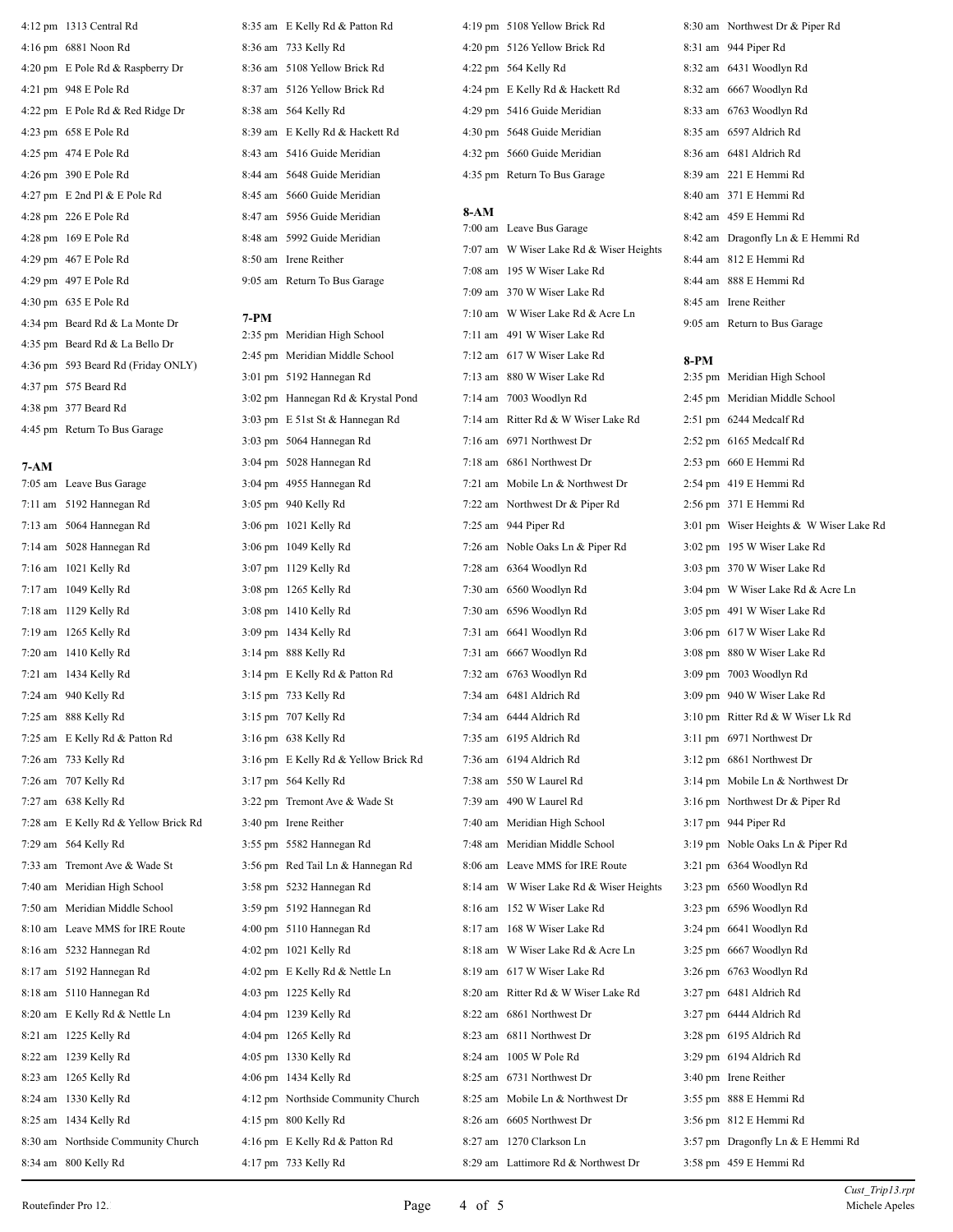4:12 pm  1313 Central Rd
4:16 pm  6881 Noon Rd
4:20 pm  E Pole Rd & Raspberry Dr
4:21 pm  948 E Pole Rd
4:22 pm  E Pole Rd & Red Ridge Dr
4:23 pm  658 E Pole Rd
4:25 pm  474 E Pole Rd
4:26 pm  390 E Pole Rd
4:27 pm  E 2nd Pl & E Pole Rd
4:28 pm  226 E Pole Rd
4:28 pm  169 E Pole Rd
4:29 pm  467 E Pole Rd
4:29 pm  497 E Pole Rd
4:30 pm  635 E Pole Rd
4:34 pm  Beard Rd & La Monte Dr
4:35 pm  Beard Rd & La Bello Dr
4:36 pm  593 Beard Rd (Friday ONLY)
4:37 pm  575 Beard Rd
4:38 pm  377 Beard Rd
4:45 pm  Return To Bus Garage

## 7-AM

7:05 am  Leave Bus Garage
7:11 am  5192 Hannegan Rd
7:13 am  5064 Hannegan Rd
7:14 am  5028 Hannegan Rd
7:16 am  1021 Kelly Rd
7:17 am  1049 Kelly Rd
7:18 am  1129 Kelly Rd
7:19 am  1265 Kelly Rd
7:20 am  1410 Kelly Rd
7:21 am  1434 Kelly Rd
7:24 am  940 Kelly Rd
7:25 am  888 Kelly Rd
7:25 am  E Kelly Rd & Patton Rd
7:26 am  733 Kelly Rd
7:26 am  707 Kelly Rd
7:27 am  638 Kelly Rd
7:28 am  E Kelly Rd & Yellow Brick Rd
7:29 am  564 Kelly Rd
7:33 am  Tremont Ave & Wade St
7:40 am  Meridian High School
7:50 am  Meridian Middle School
8:10 am  Leave MMS for IRE Route
8:16 am  5232 Hannegan Rd
8:17 am  5192 Hannegan Rd
8:18 am  5110 Hannegan Rd
8:20 am  E Kelly Rd & Nettle Ln
8:21 am  1225 Kelly Rd
8:22 am  1239 Kelly Rd
8:23 am  1265 Kelly Rd
8:24 am  1330 Kelly Rd
8:25 am  1434 Kelly Rd
8:30 am  Northside Community Church
8:34 am  800 Kelly Rd
8:35 am  E Kelly Rd & Patton Rd
8:36 am  733 Kelly Rd
8:36 am  5108 Yellow Brick Rd
8:37 am  5126 Yellow Brick Rd
8:38 am  564 Kelly Rd
8:39 am  E Kelly Rd & Hackett Rd
8:43 am  5416 Guide Meridian
8:44 am  5648 Guide Meridian
8:45 am  5660 Guide Meridian
8:47 am  5956 Guide Meridian
8:48 am  5992 Guide Meridian
8:50 am  Irene Reither
9:05 am  Return To Bus Garage

## 7-PM

2:35 pm  Meridian High School
2:45 pm  Meridian Middle School
3:01 pm  5192 Hannegan Rd
3:02 pm  Hannegan Rd & Krystal Pond
3:03 pm  E 51st St & Hannegan Rd
3:03 pm  5064 Hannegan Rd
3:04 pm  5028 Hannegan Rd
3:04 pm  4955 Hannegan Rd
3:05 pm  940 Kelly Rd
3:06 pm  1021 Kelly Rd
3:06 pm  1049 Kelly Rd
3:07 pm  1129 Kelly Rd
3:08 pm  1265 Kelly Rd
3:08 pm  1410 Kelly Rd
3:09 pm  1434 Kelly Rd
3:14 pm  888 Kelly Rd
3:14 pm  E Kelly Rd & Patton Rd
3:15 pm  733 Kelly Rd
3:15 pm  707 Kelly Rd
3:16 pm  638 Kelly Rd
3:16 pm  E Kelly Rd & Yellow Brick Rd
3:17 pm  564 Kelly Rd
3:22 pm  Tremont Ave & Wade St
3:40 pm  Irene Reither
3:55 pm  5582 Hannegan Rd
3:56 pm  Red Tail Ln & Hannegan Rd
3:58 pm  5232 Hannegan Rd
3:59 pm  5192 Hannegan Rd
4:00 pm  5110 Hannegan Rd
4:02 pm  1021 Kelly Rd
4:02 pm  E Kelly Rd & Nettle Ln
4:03 pm  1225 Kelly Rd
4:04 pm  1239 Kelly Rd
4:04 pm  1265 Kelly Rd
4:05 pm  1330 Kelly Rd
4:06 pm  1434 Kelly Rd
4:12 pm  Northside Community Church
4:15 pm  800 Kelly Rd
4:16 pm  E Kelly Rd & Patton Rd
4:17 pm  733 Kelly Rd
4:19 pm  5108 Yellow Brick Rd
4:20 pm  5126 Yellow Brick Rd
4:22 pm  564 Kelly Rd
4:24 pm  E Kelly Rd & Hackett Rd
4:29 pm  5416 Guide Meridian
4:30 pm  5648 Guide Meridian
4:32 pm  5660 Guide Meridian
4:35 pm  Return To Bus Garage

## 8-AM

7:00 am  Leave Bus Garage
7:07 am  W Wiser Lake Rd & Wiser Heights
7:08 am  195 W Wiser Lake Rd
7:09 am  370 W Wiser Lake Rd
7:10 am  W Wiser Lake Rd & Acre Ln
7:11 am  491 W Wiser Lake Rd
7:12 am  617 W Wiser Lake Rd
7:13 am  880 W Wiser Lake Rd
7:14 am  7003 Woodlyn Rd
7:14 am  Ritter Rd & W Wiser Lake Rd
7:16 am  6971 Northwest Dr
7:18 am  6861 Northwest Dr
7:21 am  Mobile Ln & Northwest Dr
7:22 am  Northwest Dr & Piper Rd
7:25 am  944 Piper Rd
7:26 am  Noble Oaks Ln & Piper Rd
7:28 am  6364 Woodlyn Rd
7:30 am  6560 Woodlyn Rd
7:30 am  6596 Woodlyn Rd
7:31 am  6641 Woodlyn Rd
7:31 am  6667 Woodlyn Rd
7:32 am  6763 Woodlyn Rd
7:34 am  6481 Aldrich Rd
7:34 am  6444 Aldrich Rd
7:35 am  6195 Aldrich Rd
7:36 am  6194 Aldrich Rd
7:38 am  550 W Laurel Rd
7:39 am  490 W Laurel Rd
7:40 am  Meridian High School
7:48 am  Meridian Middle School
8:06 am  Leave MMS for IRE Route
8:14 am  W Wiser Lake Rd & Wiser Heights
8:16 am  152 W Wiser Lake Rd
8:17 am  168 W Wiser Lake Rd
8:18 am  W Wiser Lake Rd & Acre Ln
8:19 am  617 W Wiser Lake Rd
8:20 am  Ritter Rd & W Wiser Lake Rd
8:22 am  6861 Northwest Dr
8:23 am  6811 Northwest Dr
8:24 am  1005 W Pole Rd
8:25 am  6731 Northwest Dr
8:25 am  Mobile Ln & Northwest Dr
8:26 am  6605 Northwest Dr
8:27 am  1270 Clarkson Ln
8:29 am  Lattimore Rd & Northwest Dr
8:30 am  Northwest Dr & Piper Rd
8:31 am  944 Piper Rd
8:32 am  6431 Woodlyn Rd
8:32 am  6667 Woodlyn Rd
8:33 am  6763 Woodlyn Rd
8:35 am  6597 Aldrich Rd
8:36 am  6481 Aldrich Rd
8:39 am  221 E Hemmi Rd
8:40 am  371 E Hemmi Rd
8:42 am  459 E Hemmi Rd
8:42 am  Dragonfly Ln & E Hemmi Rd
8:44 am  812 E Hemmi Rd
8:44 am  888 E Hemmi Rd
8:45 am  Irene Reither
9:05 am  Return to Bus Garage

## 8-PM

2:35 pm  Meridian High School
2:45 pm  Meridian Middle School
2:51 pm  6244 Medcalf Rd
2:52 pm  6165 Medcalf Rd
2:53 pm  660 E Hemmi Rd
2:54 pm  419 E Hemmi Rd
2:56 pm  371 E Hemmi Rd
3:01 pm  Wiser Heights &  W Wiser Lake Rd
3:02 pm  195 W Wiser Lake Rd
3:03 pm  370 W Wiser Lake Rd
3:04 pm  W Wiser Lake Rd & Acre Ln
3:05 pm  491 W Wiser Lake Rd
3:06 pm  617 W Wiser Lake Rd
3:08 pm  880 W Wiser Lake Rd
3:09 pm  7003 Woodlyn Rd
3:09 pm  940 W Wiser Lake Rd
3:10 pm  Ritter Rd & W Wiser Lk Rd
3:11 pm  6971 Northwest Dr
3:12 pm  6861 Northwest Dr
3:14 pm  Mobile Ln & Northwest Dr
3:16 pm  Northwest Dr & Piper Rd
3:17 pm  944 Piper Rd
3:19 pm  Noble Oaks Ln & Piper Rd
3:21 pm  6364 Woodlyn Rd
3:23 pm  6560 Woodlyn Rd
3:23 pm  6596 Woodlyn Rd
3:24 pm  6641 Woodlyn Rd
3:25 pm  6667 Woodlyn Rd
3:26 pm  6763 Woodlyn Rd
3:27 pm  6481 Aldrich Rd
3:27 pm  6444 Aldrich Rd
3:28 pm  6195 Aldrich Rd
3:29 pm  6194 Aldrich Rd
3:40 pm  Irene Reither
3:55 pm  888 E Hemmi Rd
3:56 pm  812 E Hemmi Rd
3:57 pm  Dragonfly Ln & E Hemmi Rd
3:58 pm  459 E Hemmi Rd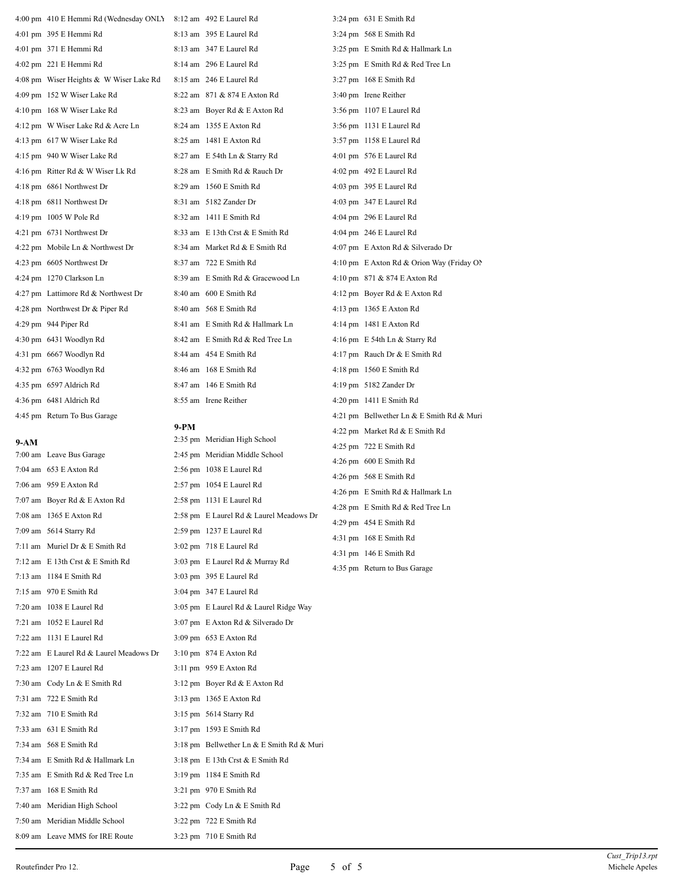4:00 pm  410 E Hemmi Rd (Wednesday ONLY
4:01 pm  395 E Hemmi Rd
4:01 pm  371 E Hemmi Rd
4:02 pm  221 E Hemmi Rd
4:08 pm  Wiser Heights & W Wiser Lake Rd
4:09 pm  152 W Wiser Lake Rd
4:10 pm  168 W Wiser Lake Rd
4:12 pm  W Wiser Lake Rd & Acre Ln
4:13 pm  617 W Wiser Lake Rd
4:15 pm  940 W Wiser Lake Rd
4:16 pm  Ritter Rd & W Wiser Lk Rd
4:18 pm  6861 Northwest Dr
4:18 pm  6811 Northwest Dr
4:19 pm  1005 W Pole Rd
4:21 pm  6731 Northwest Dr
4:22 pm  Mobile Ln & Northwest Dr
4:23 pm  6605 Northwest Dr
4:24 pm  1270 Clarkson Ln
4:27 pm  Lattimore Rd & Northwest Dr
4:28 pm  Northwest Dr & Piper Rd
4:29 pm  944 Piper Rd
4:30 pm  6431 Woodlyn Rd
4:31 pm  6667 Woodlyn Rd
4:32 pm  6763 Woodlyn Rd
4:35 pm  6597 Aldrich Rd
4:36 pm  6481 Aldrich Rd
4:45 pm  Return To Bus Garage

**9-AM**

7:00 am  Leave Bus Garage
7:04 am  653 E Axton Rd
7:06 am  959 E Axton Rd
7:07 am  Boyer Rd & E Axton Rd
7:08 am  1365 E Axton Rd
7:09 am  5614 Starry Rd
7:11 am  Muriel Dr & E Smith Rd
7:12 am  E 13th Crst & E Smith Rd
7:13 am  1184 E Smith Rd
7:15 am  970 E Smith Rd
7:20 am  1038 E Laurel Rd
7:21 am  1052 E Laurel Rd
7:22 am  1131 E Laurel Rd
7:22 am  E Laurel Rd & Laurel Meadows Dr
7:23 am  1207 E Laurel Rd
7:30 am  Cody Ln & E Smith Rd
7:31 am  722 E Smith Rd
7:32 am  710 E Smith Rd
7:33 am  631 E Smith Rd
7:34 am  568 E Smith Rd
7:34 am  E Smith Rd & Hallmark Ln
7:35 am  E Smith Rd & Red Tree Ln
7:37 am  168 E Smith Rd
7:40 am  Meridian High School
7:50 am  Meridian Middle School
8:09 am  Leave MMS for IRE Route
8:12 am  492 E Laurel Rd
8:13 am  395 E Laurel Rd
8:13 am  347 E Laurel Rd
8:14 am  296 E Laurel Rd
8:15 am  246 E Laurel Rd
8:22 am  871 & 874 E Axton Rd
8:23 am  Boyer Rd & E Axton Rd
8:24 am  1355 E Axton Rd
8:25 am  1481 E Axton Rd
8:27 am  E 54th Ln & Starry Rd
8:28 am  E Smith Rd & Rauch Dr
8:29 am  1560 E Smith Rd
8:31 am  5182 Zander Dr
8:32 am  1411 E Smith Rd
8:33 am  E 13th Crst & E Smith Rd
8:34 am  Market Rd & E Smith Rd
8:37 am  722 E Smith Rd
8:39 am  E Smith Rd & Gracewood Ln
8:40 am  600 E Smith Rd
8:40 am  568 E Smith Rd
8:41 am  E Smith Rd & Hallmark Ln
8:42 am  E Smith Rd & Red Tree Ln
8:44 am  454 E Smith Rd
8:46 am  168 E Smith Rd
8:47 am  146 E Smith Rd
8:55 am  Irene Reither

**9-PM**

2:35 pm  Meridian High School
2:45 pm  Meridian Middle School
2:56 pm  1038 E Laurel Rd
2:57 pm  1054 E Laurel Rd
2:58 pm  1131 E Laurel Rd
2:58 pm  E Laurel Rd & Laurel Meadows Dr
2:59 pm  1237 E Laurel Rd
3:02 pm  718 E Laurel Rd
3:03 pm  E Laurel Rd & Murray Rd
3:03 pm  395 E Laurel Rd
3:04 pm  347 E Laurel Rd
3:05 pm  E Laurel Rd & Laurel Ridge Way
3:07 pm  E Axton Rd & Silverado Dr
3:09 pm  653 E Axton Rd
3:10 pm  874 E Axton Rd
3:11 pm  959 E Axton Rd
3:12 pm  Boyer Rd & E Axton Rd
3:13 pm  1365 E Axton Rd
3:15 pm  5614 Starry Rd
3:17 pm  1593 E Smith Rd
3:18 pm  Bellwether Ln & E Smith Rd & Muri
3:18 pm  E 13th Crst & E Smith Rd
3:19 pm  1184 E Smith Rd
3:21 pm  970 E Smith Rd
3:22 pm  Cody Ln & E Smith Rd
3:22 pm  722 E Smith Rd
3:23 pm  710 E Smith Rd
3:24 pm  631 E Smith Rd
3:24 pm  568 E Smith Rd
3:25 pm  E Smith Rd & Hallmark Ln
3:25 pm  E Smith Rd & Red Tree Ln
3:27 pm  168 E Smith Rd
3:40 pm  Irene Reither
3:56 pm  1107 E Laurel Rd
3:56 pm  1131 E Laurel Rd
3:57 pm  1158 E Laurel Rd
4:01 pm  576 E Laurel Rd
4:02 pm  492 E Laurel Rd
4:03 pm  395 E Laurel Rd
4:03 pm  347 E Laurel Rd
4:04 pm  296 E Laurel Rd
4:04 pm  246 E Laurel Rd
4:07 pm  E Axton Rd & Silverado Dr
4:10 pm  E Axton Rd & Orion Way (Friday ON
4:10 pm  871 & 874 E Axton Rd
4:12 pm  Boyer Rd & E Axton Rd
4:13 pm  1365 E Axton Rd
4:14 pm  1481 E Axton Rd
4:16 pm  E 54th Ln & Starry Rd
4:17 pm  Rauch Dr & E Smith Rd
4:18 pm  1560 E Smith Rd
4:19 pm  5182 Zander Dr
4:20 pm  1411 E Smith Rd
4:21 pm  Bellwether Ln & E Smith Rd & Muri
4:22 pm  Market Rd & E Smith Rd
4:25 pm  722 E Smith Rd
4:26 pm  600 E Smith Rd
4:26 pm  568 E Smith Rd
4:26 pm  E Smith Rd & Hallmark Ln
4:28 pm  E Smith Rd & Red Tree Ln
4:29 pm  454 E Smith Rd
4:31 pm  168 E Smith Rd
4:31 pm  146 E Smith Rd
4:35 pm  Return to Bus Garage